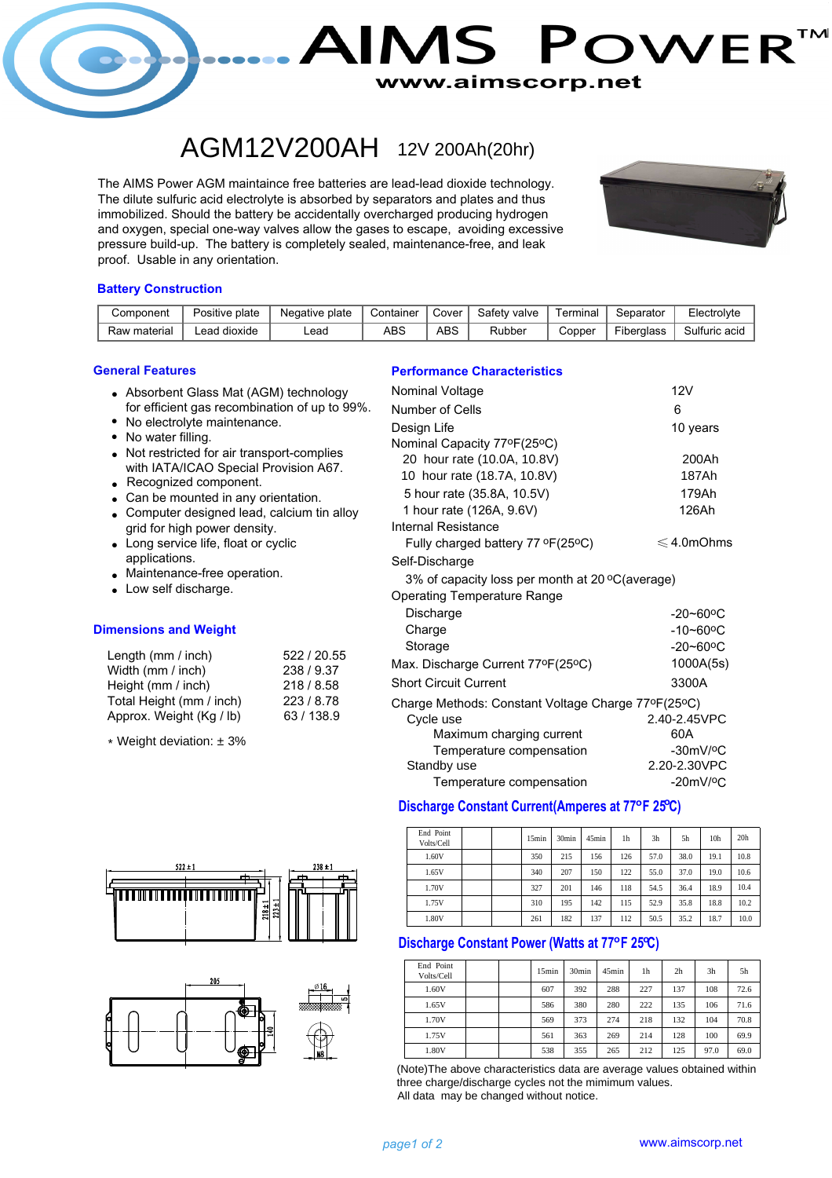# AIMS POWER™

www.aimscorp.net

# AGM12V200AH 12V 200Ah(20hr)

The AIMS Power AGM maintaince free batteries are lead-lead dioxide technology. The dilute sulfuric acid electrolyte is absorbed by separators and plates and thus immobilized. Should the battery be accidentally overcharged producing hydrogen and oxygen, special one-way valves allow the gases to escape, avoiding excessive pressure build-up. The battery is completely sealed, maintenance-free, and leak proof. Usable in any orientation.

## Battery Construction

| Component | Positive plate | Negative plate | Container | Cover | Safety valve | Terminal | Separator | Electrolyte |
|---|---|---|---|---|---|---|---|---|
| Raw material | Lead dioxide | Lead | ABS | ABS | Rubber | Copper | Fiberglass | Sulfuric acid |

## General Features

- Absorbent Glass Mat (AGM) technology for efficient gas recombination of up to 99%.
- No electrolyte maintenance.
- No water filling.
- Not restricted for air transport-complies with IATA/ICAO Special Provision A67.
- Recognized component.
- Can be mounted in any orientation.
- Computer designed lead, calcium tin alloy grid for high power density.
- Long service life, float or cyclic applications.
- Maintenance-free operation.
- Low self discharge.

## Dimensions and Weight

| | |
|---|---|
| Length (mm / inch) | 522 / 20.55 |
| Width (mm / inch) | 238 / 9.37 |
| Height (mm / inch) | 218 / 8.58 |
| Total Height (mm / inch) | 223 / 8.78 |
| Approx. Weight (Kg / lb) | 63 / 138.9 |

* Weight deviation: ± 3%

## Performance Characteristics

| | |
|---|---|
| Nominal Voltage | 12V |
| Number of Cells | 6 |
| Design Life | 10 years |
| Nominal Capacity 77ºF(25ºC) | |
| 20 hour rate (10.0A, 10.8V) | 200Ah |
| 10 hour rate (18.7A, 10.8V) | 187Ah |
| 5 hour rate (35.8A, 10.5V) | 179Ah |
| 1 hour rate (126A, 9.6V) | 126Ah |
| Internal Resistance | |
| Fully charged battery 77 ºF(25ºC) | ≤ 4.0mOhms |
| Self-Discharge | |
| 3% of capacity loss per month at 20 ºC(average) | |
| Operating Temperature Range | |
| Discharge | -20~60ºC |
| Charge | -10~60ºC |
| Storage | -20~60ºC |
| Max. Discharge Current 77ºF(25ºC) | 1000A(5s) |
| Short Circuit Current | 3300A |
| Charge Methods: Constant Voltage Charge 77ºF(25ºC) | |
| Cycle use | 2.40-2.45VPC |
| Maximum charging current | 60A |
| Temperature compensation | -30mV/ºC |
| Standby use | 2.20-2.30VPC |
| Temperature compensation | -20mV/ºC |

## Discharge Constant Current(Amperes at 77ºF 25ºC)

| End Point Volts/Cell | | | 15min | 30min | 45min | 1h | 3h | 5h | 10h | 20h |
|---|---|---|---|---|---|---|---|---|---|---|
| 1.60V | | | 350 | 215 | 156 | 126 | 57.0 | 38.0 | 19.1 | 10.8 |
| 1.65V | | | 340 | 207 | 150 | 122 | 55.0 | 37.0 | 19.0 | 10.6 |
| 1.70V | | | 327 | 201 | 146 | 118 | 54.5 | 36.4 | 18.9 | 10.4 |
| 1.75V | | | 310 | 195 | 142 | 115 | 52.9 | 35.8 | 18.8 | 10.2 |
| 1.80V | | | 261 | 182 | 137 | 112 | 50.5 | 35.2 | 18.7 | 10.0 |

## Discharge Constant Power (Watts at 77ºF 25ºC)

| End Point Volts/Cell | | | 15min | 30min | 45min | 1h | 2h | 3h | 5h |
|---|---|---|---|---|---|---|---|---|---|
| 1.60V | | | 607 | 392 | 288 | 227 | 137 | 108 | 72.6 |
| 1.65V | | | 586 | 380 | 280 | 222 | 135 | 106 | 71.6 |
| 1.70V | | | 569 | 373 | 274 | 218 | 132 | 104 | 70.8 |
| 1.75V | | | 561 | 363 | 269 | 214 | 128 | 100 | 69.9 |
| 1.80V | | | 538 | 355 | 265 | 212 | 125 | 97.0 | 69.0 |

(Note)The above characteristics data are average values obtained within three charge/discharge cycles not the mimimum values.
All data may be changed without notice.

www.aimscorp.net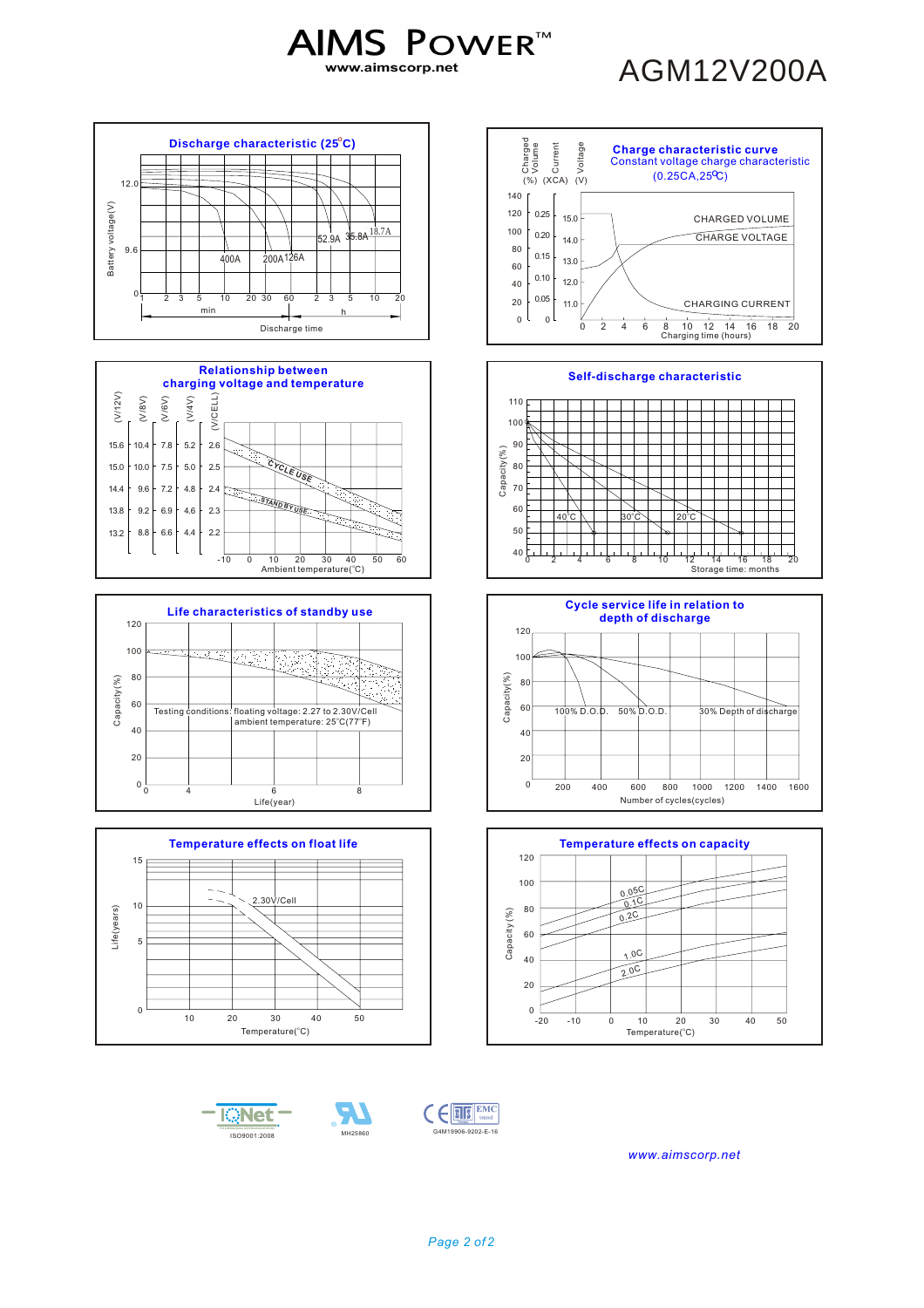# AIMS POWER™

www.aimscorp.net

AGM12V200A

## Discharge characteristic (25°C)

Battery voltage(V)

12.0
9.6
0

1 2 3 5 10 20 30 60 2 3 5 10 20

min h

Discharge time

400A 200A 126A 52.9A 35.8A 18.7A

## Charge characteristic curve

Constant voltage charge characteristic

(0.25CA,25°C)

Charged Volume (%) Current (XCA) Voltage (V)

140 120 100 80 60 40 20 0

0.25 0.20 0.15 0.10 0.05 0

15.0 14.0 13.0 12.0 11.0

CHARGED VOLUME

CHARGE VOLTAGE

CHARGING CURRENT

0 2 4 6 8 10 12 14 16 18 20

Charging time (hours)

## Relationship between charging voltage and temperature

(V/12V) (V/8V) (V/6V) (V/4V) (V/CELL)

15.6 10.4 7.8 5.2 2.6
15.0 10.0 7.5 5.0 2.5
14.4 9.6 7.2 4.8 2.4
13.8 9.2 6.9 4.6 2.3
13.2 8.8 6.6 4.4 2.2

CYCLE USE

STANDBY USE

-10 0 10 20 30 40 50 60

Ambient temperature(°C)

## Self-discharge characteristic

Capacity(%)

110 100 90 80 70 60 50 40

40°C 30°C 20°C

0 2 4 6 8 10 12 14 16 18 20

Storage time: months

## Life characteristics of standby use

Capacity(%)

120 100 80 60 40 20 0

Testing conditions: floating voltage: 2.27 to 2.30V/Cell
ambient temperature: 25°C(77°F)

0 4 6 8

Life(year)

## Cycle service life in relation to depth of discharge

Capacity(%)

120 100 80 60 40 20 0

100% D.O.D. 50% D.O.D. 30% Depth of discharge

200 400 600 800 1000 1200 1400 1600

Number of cycles(cycles)

## Temperature effects on float life

Life(years)

15 10 5 0

2.30V/Cell

10 20 30 40 50

Temperature(°C)

## Temperature effects on capacity

Capacity (%)

120 100 80 60 40 20 0

0.05C 0.1C 0.2C 1.0C 2.0C

-20 -10 0 10 20 30 40 50

Temperature(°C)

IQNet ISO9001:2008

MH25860

CE EMC G4M19906-9202-E-16

*www.aimscorp.net*